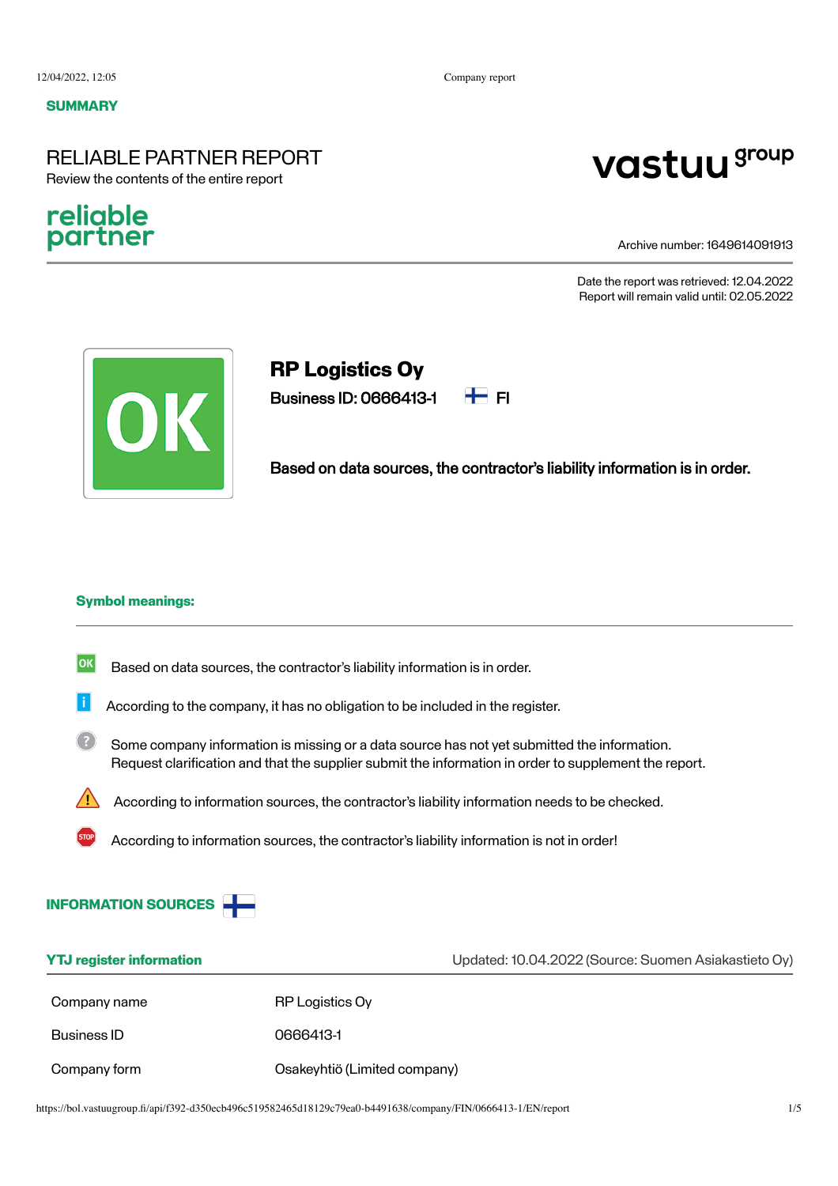**SUMMARY**

# RELIABLE PARTNER REPORT

Review the contents of the entire report

reliable partner

vastuu group

Archive number: 1649614091913

Date the report was retrieved: 12.04.2022
Report will remain valid until: 02.05.2022

OK

## RP Logistics Oy

**Business ID: 0666413-1** FI

**Based on data sources, the contractor's liability information is in order.**

### Symbol meanings:

- OK — Based on data sources, the contractor's liability information is in order.
- i — According to the company, it has no obligation to be included in the register.
- ? — Some company information is missing or a data source has not yet submitted the information. Request clarification and that the supplier submit the information in order to supplement the report.
- ⚠ — According to information sources, the contractor's liability information needs to be checked.
- STOP — According to information sources, the contractor's liability information is not in order!

## INFORMATION SOURCES

### YTJ register information

Updated: 10.04.2022 (Source: Suomen Asiakastieto Oy)

| | |
|---|---|
| Company name | RP Logistics Oy |
| Business ID | 0666413-1 |
| Company form | Osakeyhtiö (Limited company) |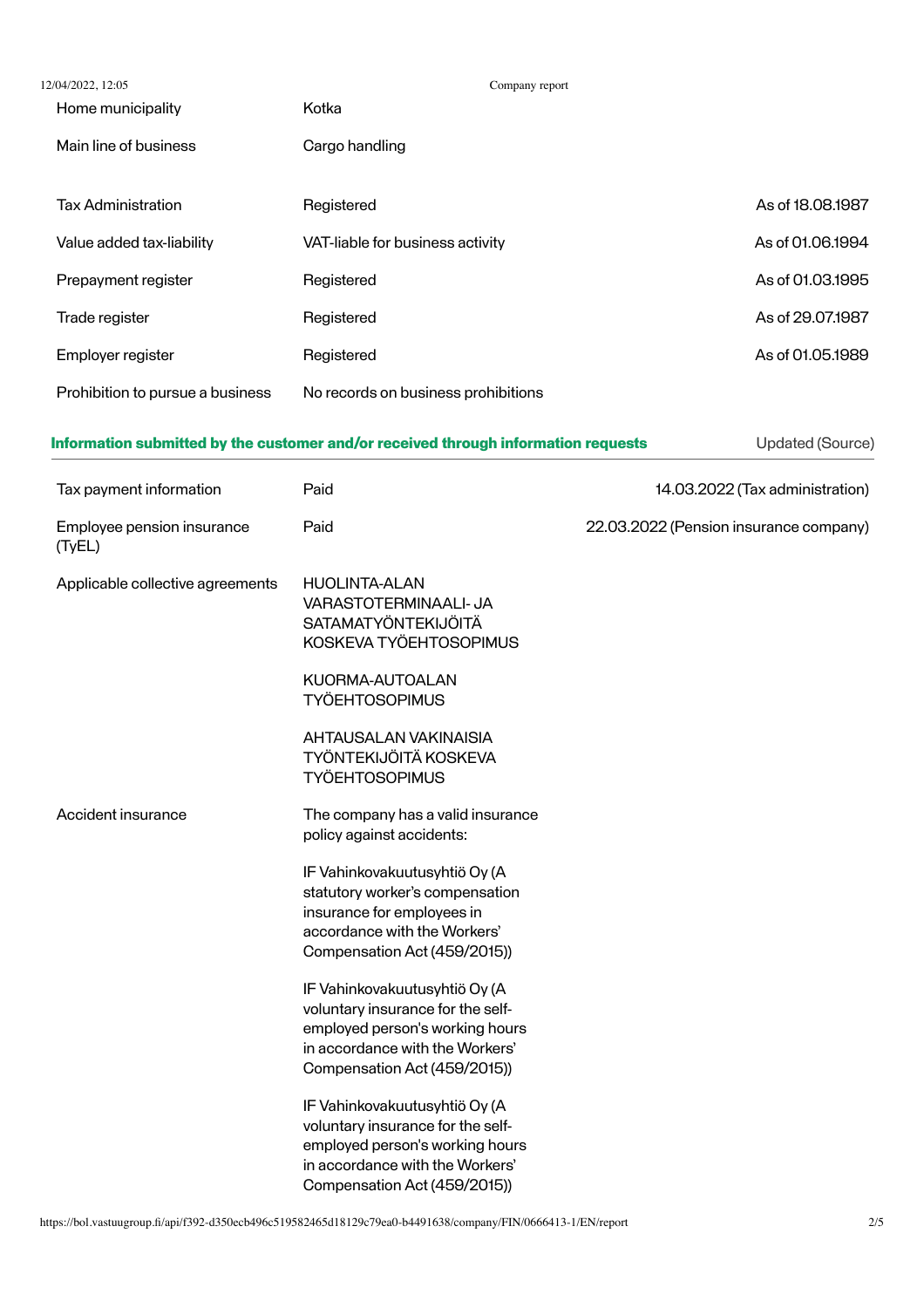| | | |
|---|---|---|
| Home municipality | Kotka | |
| Main line of business | Cargo handling | |
| Tax Administration | Registered | As of 18.08.1987 |
| Value added tax-liability | VAT-liable for business activity | As of 01.06.1994 |
| Prepayment register | Registered | As of 01.03.1995 |
| Trade register | Registered | As of 29.07.1987 |
| Employer register | Registered | As of 01.05.1989 |
| Prohibition to pursue a business | No records on business prohibitions | |

## Information submitted by the customer and/or received through information requests

| | | Updated (Source) |
|---|---|---|
| Tax payment information | Paid | 14.03.2022 (Tax administration) |
| Employee pension insurance (TyEL) | Paid | 22.03.2022 (Pension insurance company) |
| Applicable collective agreements | HUOLINTA-ALAN VARASTOTERMINAALI- JA SATAMATYÖNTEKIJÖITÄ KOSKEVA TYÖEHTOSOPIMUS<br><br>KUORMA-AUTOALAN TYÖEHTOSOPIMUS<br><br>AHTAUSALAN VAKINAISIA TYÖNTEKIJÖITÄ KOSKEVA TYÖEHTOSOPIMUS | |
| Accident insurance | The company has a valid insurance policy against accidents:<br><br>IF Vahinkovakuutusyhtiö Oy (A statutory worker's compensation insurance for employees in accordance with the Workers' Compensation Act (459/2015))<br><br>IF Vahinkovakuutusyhtiö Oy (A voluntary insurance for the self-employed person's working hours in accordance with the Workers' Compensation Act (459/2015))<br><br>IF Vahinkovakuutusyhtiö Oy (A voluntary insurance for the self-employed person's working hours in accordance with the Workers' Compensation Act (459/2015)) | |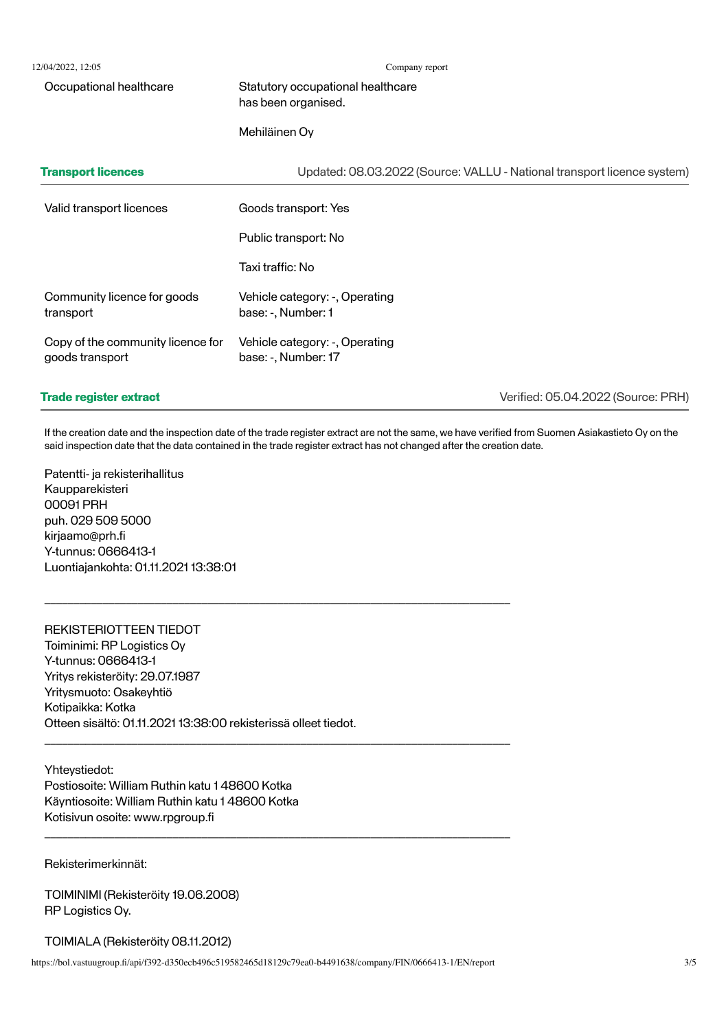| | |
|---|---|
| Occupational healthcare | Statutory occupational healthcare has been organised.<br><br>Mehiläinen Oy |

## Transport licences

Updated: 08.03.2022 (Source: VALLU - National transport licence system)

| | |
|---|---|
| Valid transport licences | Goods transport: Yes<br><br>Public transport: No<br><br>Taxi traffic: No |
| Community licence for goods transport | Vehicle category: -, Operating base: -, Number: 1 |
| Copy of the community licence for goods transport | Vehicle category: -, Operating base: -, Number: 17 |

## Trade register extract

Verified: 05.04.2022 (Source: PRH)

If the creation date and the inspection date of the trade register extract are not the same, we have verified from Suomen Asiakastieto Oy on the said inspection date that the data contained in the trade register extract has not changed after the creation date.

Patentti- ja rekisterihallitus
Kaupparekisteri
00091 PRH
puh. 029 509 5000
kirjaamo@prh.fi
Y-tunnus: 0666413-1
Luontiajankohta: 01.11.2021 13:38:01

---

REKISTERIOTTEEN TIEDOT
Toiminimi: RP Logistics Oy
Y-tunnus: 0666413-1
Yritys rekisteröity: 29.07.1987
Yritysmuoto: Osakeyhtiö
Kotipaikka: Kotka
Otteen sisältö: 01.11.2021 13:38:00 rekisterissä olleet tiedot.

---

Yhteystiedot:
Postiosoite: William Ruthin katu 1 48600 Kotka
Käyntiosoite: William Ruthin katu 1 48600 Kotka
Kotisivun osoite: www.rpgroup.fi

---

Rekisterimerkinnät:

TOIMINIMI (Rekisteröity 19.06.2008)
RP Logistics Oy.

TOIMIALA (Rekisteröity 08.11.2012)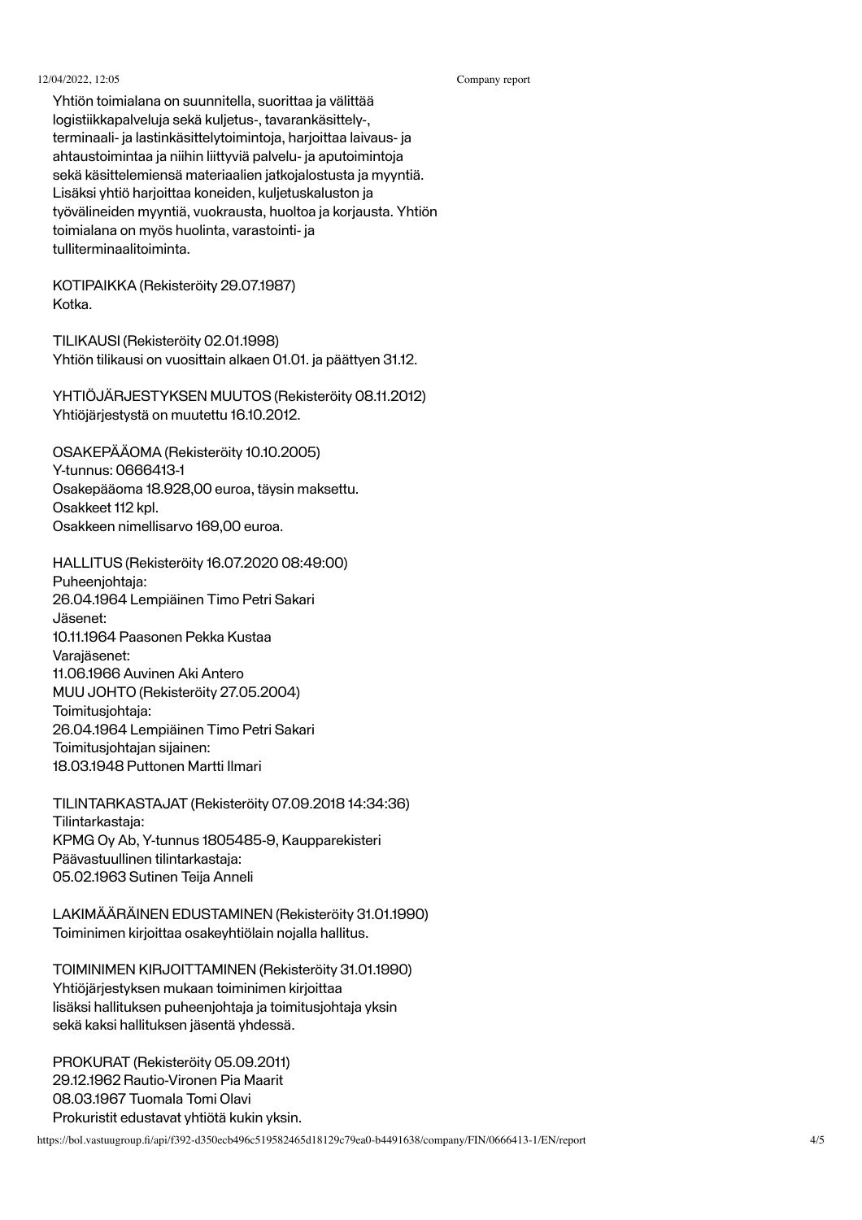Yhtiön toimialana on suunnitella, suorittaa ja välittää logistiikkapalveluja sekä kuljetus-, tavarankäsittely-, terminaali- ja lastinkäsittelytoimintoja, harjoittaa laivaus- ja ahtaustoimintaa ja niihin liittyviä palvelu- ja aputoimintoja sekä käsittelemiensä materiaalien jatkojalostusta ja myyntiä. Lisäksi yhtiö harjoittaa koneiden, kuljetuskaluston ja työvälineiden myyntiä, vuokrausta, huoltoa ja korjausta. Yhtiön toimialana on myös huolinta, varastointi- ja tulliterminaalitoiminta.

KOTIPAIKKA (Rekisteröity 29.07.1987)
Kotka.

TILIKAUSI (Rekisteröity 02.01.1998)
Yhtiön tilikausi on vuosittain alkaen 01.01. ja päättyen 31.12.

YHTIÖJÄRJESTYKSEN MUUTOS (Rekisteröity 08.11.2012)
Yhtiöjärjestystä on muutettu 16.10.2012.

OSAKEPÄÄOMA (Rekisteröity 10.10.2005)
Y-tunnus: 0666413-1
Osakepääoma 18.928,00 euroa, täysin maksettu.
Osakkeet 112 kpl.
Osakkeen nimellisarvo 169,00 euroa.

HALLITUS (Rekisteröity 16.07.2020 08:49:00)
Puheenjohtaja:
26.04.1964 Lempiäinen Timo Petri Sakari
Jäsenet:
10.11.1964 Paasonen Pekka Kustaa
Varajäsenet:
11.06.1966 Auvinen Aki Antero
MUU JOHTO (Rekisteröity 27.05.2004)
Toimitusjohtaja:
26.04.1964 Lempiäinen Timo Petri Sakari
Toimitusjohtajan sijainen:
18.03.1948 Puttonen Martti Ilmari

TILINTARKASTAJAT (Rekisteröity 07.09.2018 14:34:36)
Tilintarkastaja:
KPMG Oy Ab, Y-tunnus 1805485-9, Kaupparekisteri
Päävastuullinen tilintarkastaja:
05.02.1963 Sutinen Teija Anneli

LAKIMÄÄRÄINEN EDUSTAMINEN (Rekisteröity 31.01.1990)
Toiminimen kirjoittaa osakeyhtiölain nojalla hallitus.

TOIMINIMEN KIRJOITTAMINEN (Rekisteröity 31.01.1990)
Yhtiöjärjestyksen mukaan toiminimen kirjoittaa lisäksi hallituksen puheenjohtaja ja toimitusjohtaja yksin sekä kaksi hallituksen jäsentä yhdessä.

PROKURAT (Rekisteröity 05.09.2011)
29.12.1962 Rautio-Vironen Pia Maarit
08.03.1967 Tuomala Tomi Olavi
Prokuristit edustavat yhtiötä kukin yksin.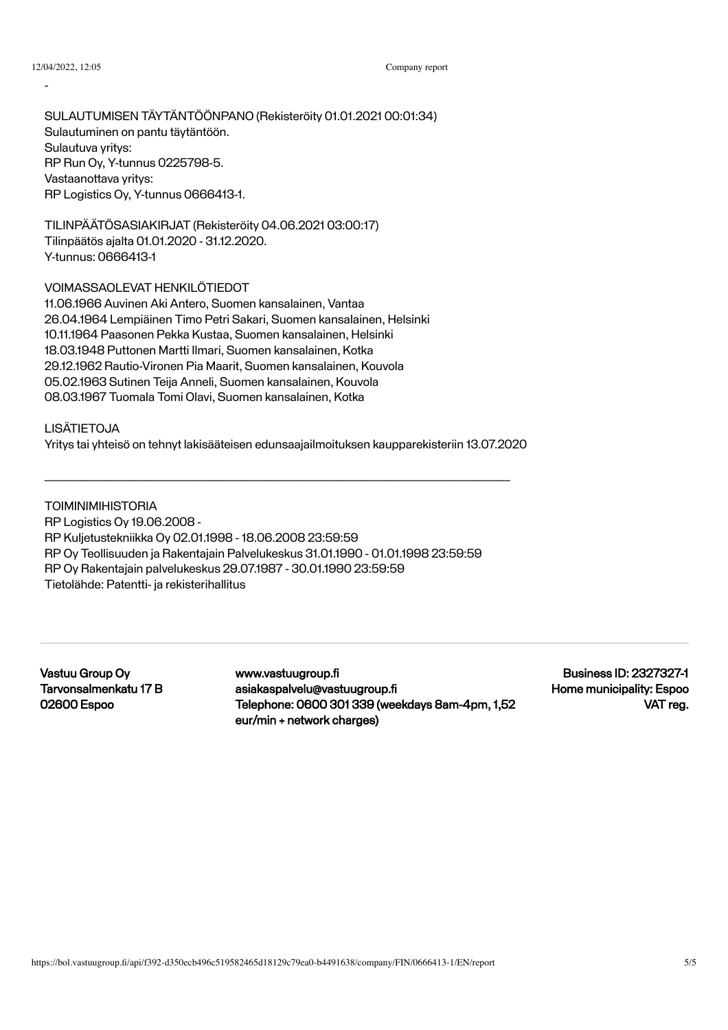-

SULAUTUMISEN TÄYTÄNTÖÖNPANO (Rekisteröity 01.01.2021 00:01:34)
Sulautuminen on pantu täytäntöön.
Sulautuva yritys:
RP Run Oy, Y-tunnus 0225798-5.
Vastaanottava yritys:
RP Logistics Oy, Y-tunnus 0666413-1.

TILINPÄÄTÖSASIAKIRJAT (Rekisteröity 04.06.2021 03:00:17)
Tilinpäätös ajalta 01.01.2020 - 31.12.2020.
Y-tunnus: 0666413-1

VOIMASSAOLEVAT HENKILÖTIEDOT
11.06.1966 Auvinen Aki Antero, Suomen kansalainen, Vantaa
26.04.1964 Lempiäinen Timo Petri Sakari, Suomen kansalainen, Helsinki
10.11.1964 Paasonen Pekka Kustaa, Suomen kansalainen, Helsinki
18.03.1948 Puttonen Martti Ilmari, Suomen kansalainen, Kotka
29.12.1962 Rautio-Vironen Pia Maarit, Suomen kansalainen, Kouvola
05.02.1963 Sutinen Teija Anneli, Suomen kansalainen, Kouvola
08.03.1967 Tuomala Tomi Olavi, Suomen kansalainen, Kotka

LISÄTIETOJA
Yritys tai yhteisö on tehnyt lakisääteisen edunsaajailmoituksen kaupparekisteriin 13.07.2020

---

TOIMINIMIHISTORIA
RP Logistics Oy 19.06.2008 -
RP Kuljetustekniikka Oy 02.01.1998 - 18.06.2008 23:59:59
RP Oy Teollisuuden ja Rakentajain Palvelukeskus 31.01.1990 - 01.01.1998 23:59:59
RP Oy Rakentajain palvelukeskus 29.07.1987 - 30.01.1990 23:59:59
Tietolähde: Patentti- ja rekisterihallitus

---

**Vastuu Group Oy**
**Tarvonsalmenkatu 17 B**
**02600 Espoo**

**www.vastuugroup.fi**
**asiakaspalvelu@vastuugroup.fi**
**Telephone: 0600 301 339 (weekdays 8am-4pm, 1,52 eur/min + network charges)**

**Business ID: 2327327-1**
**Home municipality: Espoo**
**VAT reg.**